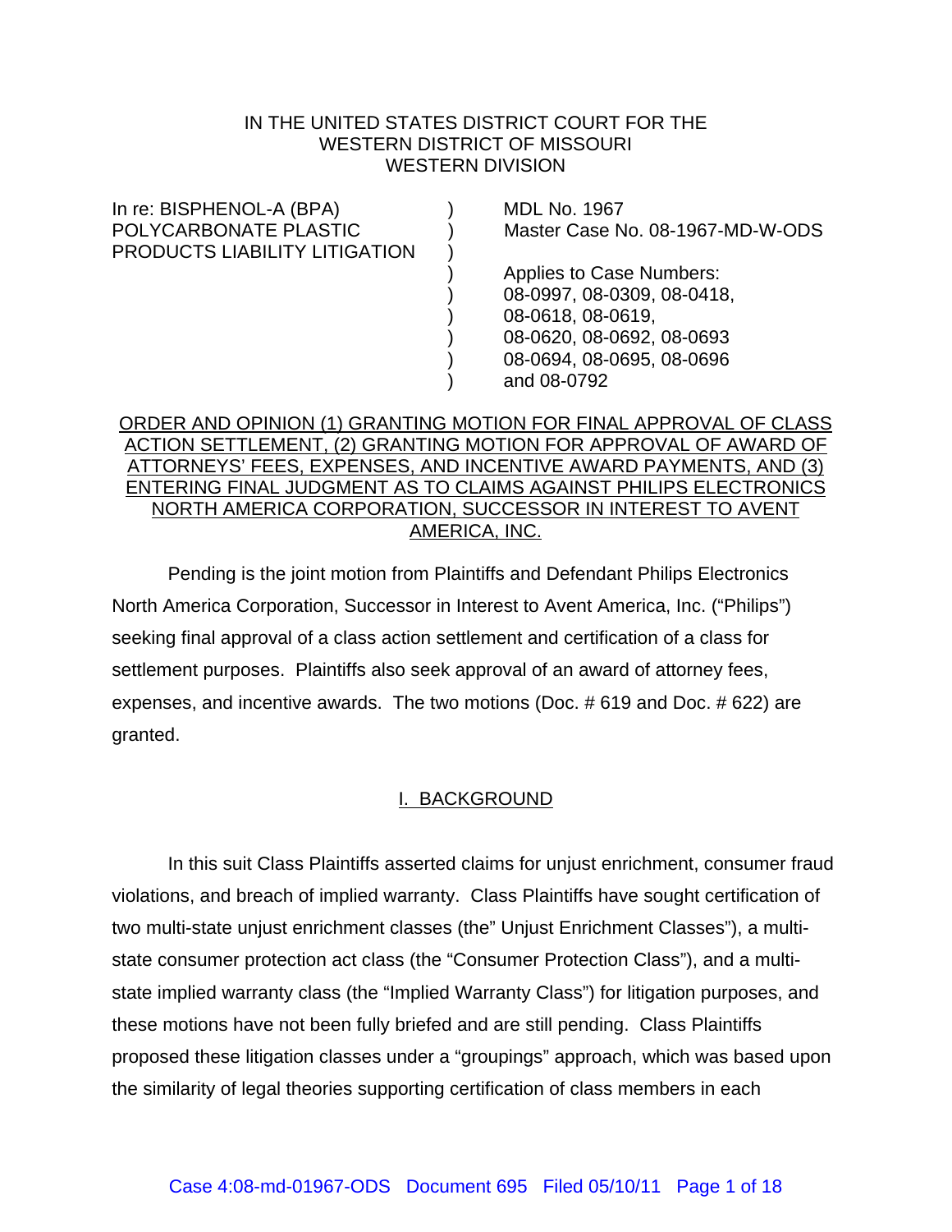IN THE UNITED STATES DISTRICT COURT FOR THE
WESTERN DISTRICT OF MISSOURI
WESTERN DIVISION

| | | |
|---|---|---|
| In re: BISPHENOL-A (BPA) POLYCARBONATE PLASTIC PRODUCTS LIABILITY LITIGATION | ) | MDL No. 1967 |
| | ) | Master Case No. 08-1967-MD-W-ODS |
| | ) | |
| | ) | Applies to Case Numbers: |
| | ) | 08-0997, 08-0309, 08-0418, |
| | ) | 08-0618, 08-0619, |
| | ) | 08-0620, 08-0692, 08-0693 |
| | ) | 08-0694, 08-0695, 08-0696 |
| | ) | and 08-0792 |

ORDER AND OPINION (1) GRANTING MOTION FOR FINAL APPROVAL OF CLASS ACTION SETTLEMENT, (2) GRANTING MOTION FOR APPROVAL OF AWARD OF ATTORNEYS' FEES, EXPENSES, AND INCENTIVE AWARD PAYMENTS, AND (3) ENTERING FINAL JUDGMENT AS TO CLAIMS AGAINST PHILIPS ELECTRONICS NORTH AMERICA CORPORATION, SUCCESSOR IN INTEREST TO AVENT AMERICA, INC.

Pending is the joint motion from Plaintiffs and Defendant Philips Electronics North America Corporation, Successor in Interest to Avent America, Inc. ("Philips") seeking final approval of a class action settlement and certification of a class for settlement purposes. Plaintiffs also seek approval of an award of attorney fees, expenses, and incentive awards. The two motions (Doc. # 619 and Doc. # 622) are granted.

## I. BACKGROUND

In this suit Class Plaintiffs asserted claims for unjust enrichment, consumer fraud violations, and breach of implied warranty. Class Plaintiffs have sought certification of two multi-state unjust enrichment classes (the" Unjust Enrichment Classes"), a multi-state consumer protection act class (the "Consumer Protection Class"), and a multi-state implied warranty class (the "Implied Warranty Class") for litigation purposes, and these motions have not been fully briefed and are still pending. Class Plaintiffs proposed these litigation classes under a "groupings" approach, which was based upon the similarity of legal theories supporting certification of class members in each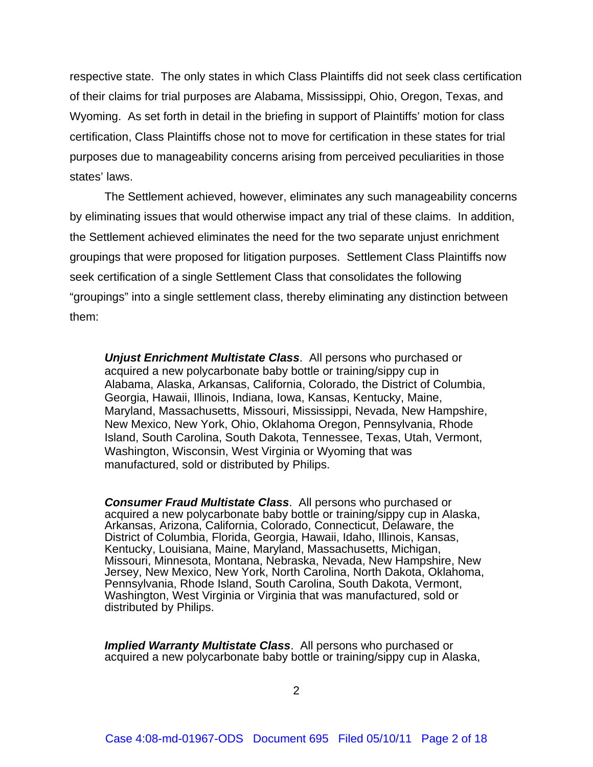respective state. The only states in which Class Plaintiffs did not seek class certification of their claims for trial purposes are Alabama, Mississippi, Ohio, Oregon, Texas, and Wyoming. As set forth in detail in the briefing in support of Plaintiffs' motion for class certification, Class Plaintiffs chose not to move for certification in these states for trial purposes due to manageability concerns arising from perceived peculiarities in those states' laws.

The Settlement achieved, however, eliminates any such manageability concerns by eliminating issues that would otherwise impact any trial of these claims. In addition, the Settlement achieved eliminates the need for the two separate unjust enrichment groupings that were proposed for litigation purposes. Settlement Class Plaintiffs now seek certification of a single Settlement Class that consolidates the following "groupings" into a single settlement class, thereby eliminating any distinction between them:

> ***Unjust Enrichment Multistate Class***. All persons who purchased or acquired a new polycarbonate baby bottle or training/sippy cup in Alabama, Alaska, Arkansas, California, Colorado, the District of Columbia, Georgia, Hawaii, Illinois, Indiana, Iowa, Kansas, Kentucky, Maine, Maryland, Massachusetts, Missouri, Mississippi, Nevada, New Hampshire, New Mexico, New York, Ohio, Oklahoma Oregon, Pennsylvania, Rhode Island, South Carolina, South Dakota, Tennessee, Texas, Utah, Vermont, Washington, Wisconsin, West Virginia or Wyoming that was manufactured, sold or distributed by Philips.

> ***Consumer Fraud Multistate Class***. All persons who purchased or acquired a new polycarbonate baby bottle or training/sippy cup in Alaska, Arkansas, Arizona, California, Colorado, Connecticut, Delaware, the District of Columbia, Florida, Georgia, Hawaii, Idaho, Illinois, Kansas, Kentucky, Louisiana, Maine, Maryland, Massachusetts, Michigan, Missouri, Minnesota, Montana, Nebraska, Nevada, New Hampshire, New Jersey, New Mexico, New York, North Carolina, North Dakota, Oklahoma, Pennsylvania, Rhode Island, South Carolina, South Dakota, Vermont, Washington, West Virginia or Virginia that was manufactured, sold or distributed by Philips.

> ***Implied Warranty Multistate Class***. All persons who purchased or acquired a new polycarbonate baby bottle or training/sippy cup in Alaska,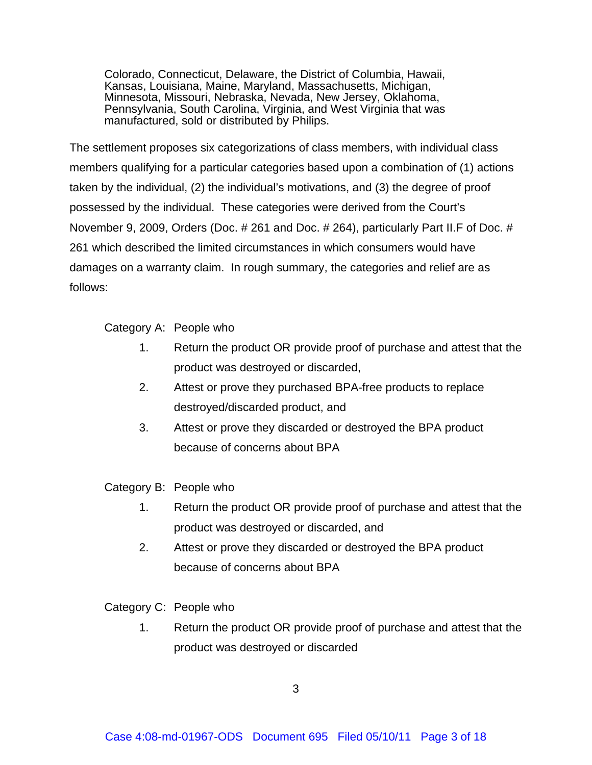Colorado, Connecticut, Delaware, the District of Columbia, Hawaii, Kansas, Louisiana, Maine, Maryland, Massachusetts, Michigan, Minnesota, Missouri, Nebraska, Nevada, New Jersey, Oklahoma, Pennsylvania, South Carolina, Virginia, and West Virginia that was manufactured, sold or distributed by Philips.

The settlement proposes six categorizations of class members, with individual class members qualifying for a particular categories based upon a combination of (1) actions taken by the individual, (2) the individual's motivations, and (3) the degree of proof possessed by the individual. These categories were derived from the Court's November 9, 2009, Orders (Doc. # 261 and Doc. # 264), particularly Part II.F of Doc. # 261 which described the limited circumstances in which consumers would have damages on a warranty claim. In rough summary, the categories and relief are as follows:

Category A: People who

1. Return the product OR provide proof of purchase and attest that the product was destroyed or discarded,
2. Attest or prove they purchased BPA-free products to replace destroyed/discarded product, and
3. Attest or prove they discarded or destroyed the BPA product because of concerns about BPA

Category B: People who

1. Return the product OR provide proof of purchase and attest that the product was destroyed or discarded, and
2. Attest or prove they discarded or destroyed the BPA product because of concerns about BPA

Category C: People who

1. Return the product OR provide proof of purchase and attest that the product was destroyed or discarded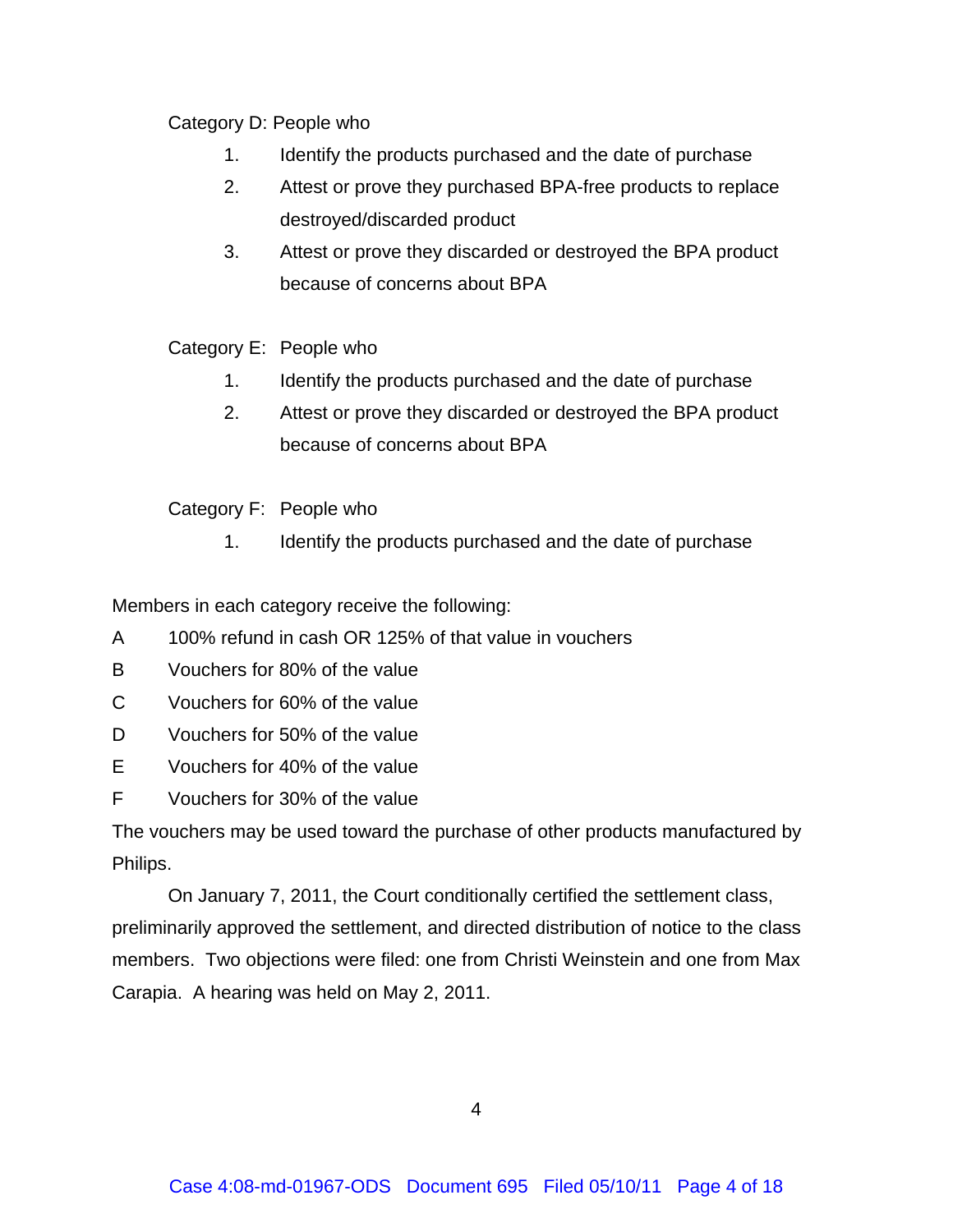Category D: People who

1. Identify the products purchased and the date of purchase
2. Attest or prove they purchased BPA-free products to replace destroyed/discarded product
3. Attest or prove they discarded or destroyed the BPA product because of concerns about BPA

Category E: People who

1. Identify the products purchased and the date of purchase
2. Attest or prove they discarded or destroyed the BPA product because of concerns about BPA

Category F: People who

1. Identify the products purchased and the date of purchase

Members in each category receive the following:

A 100% refund in cash OR 125% of that value in vouchers

B Vouchers for 80% of the value

C Vouchers for 60% of the value

D Vouchers for 50% of the value

E Vouchers for 40% of the value

F Vouchers for 30% of the value

The vouchers may be used toward the purchase of other products manufactured by Philips.

On January 7, 2011, the Court conditionally certified the settlement class, preliminarily approved the settlement, and directed distribution of notice to the class members. Two objections were filed: one from Christi Weinstein and one from Max Carapia. A hearing was held on May 2, 2011.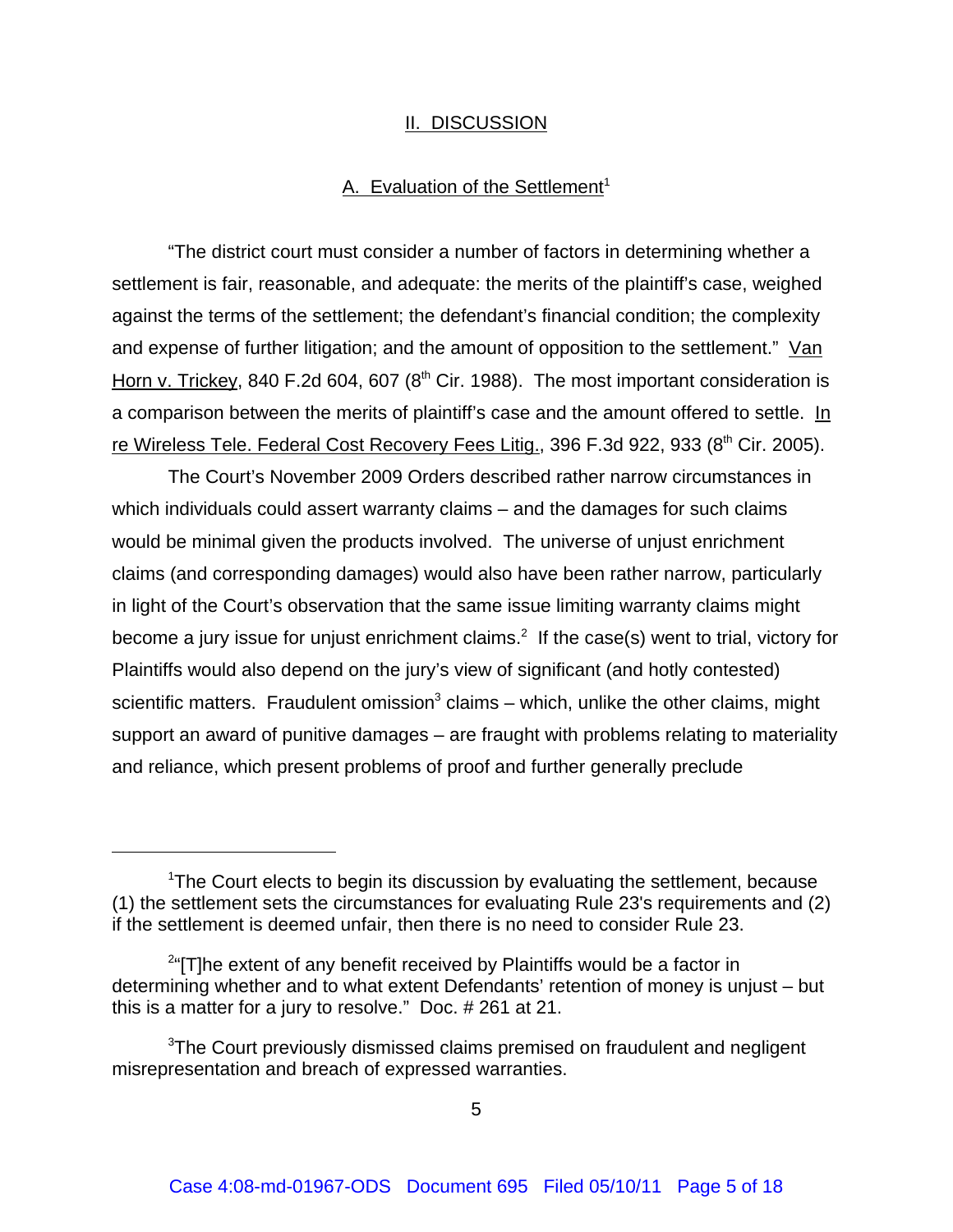## II. DISCUSSION

### A. Evaluation of the Settlement[1]

"The district court must consider a number of factors in determining whether a settlement is fair, reasonable, and adequate: the merits of the plaintiff's case, weighed against the terms of the settlement; the defendant's financial condition; the complexity and expense of further litigation; and the amount of opposition to the settlement." Van Horn v. Trickey, 840 F.2d 604, 607 (8th Cir. 1988). The most important consideration is a comparison between the merits of plaintiff's case and the amount offered to settle. In re Wireless Tele. Federal Cost Recovery Fees Litig., 396 F.3d 922, 933 (8th Cir. 2005).

The Court's November 2009 Orders described rather narrow circumstances in which individuals could assert warranty claims – and the damages for such claims would be minimal given the products involved. The universe of unjust enrichment claims (and corresponding damages) would also have been rather narrow, particularly in light of the Court's observation that the same issue limiting warranty claims might become a jury issue for unjust enrichment claims.[2] If the case(s) went to trial, victory for Plaintiffs would also depend on the jury's view of significant (and hotly contested) scientific matters. Fraudulent omission[3] claims – which, unlike the other claims, might support an award of punitive damages – are fraught with problems relating to materiality and reliance, which present problems of proof and further generally preclude

---

[1]The Court elects to begin its discussion by evaluating the settlement, because (1) the settlement sets the circumstances for evaluating Rule 23's requirements and (2) if the settlement is deemed unfair, then there is no need to consider Rule 23.

[2]"[T]he extent of any benefit received by Plaintiffs would be a factor in determining whether and to what extent Defendants' retention of money is unjust – but this is a matter for a jury to resolve." Doc. # 261 at 21.

[3]The Court previously dismissed claims premised on fraudulent and negligent misrepresentation and breach of expressed warranties.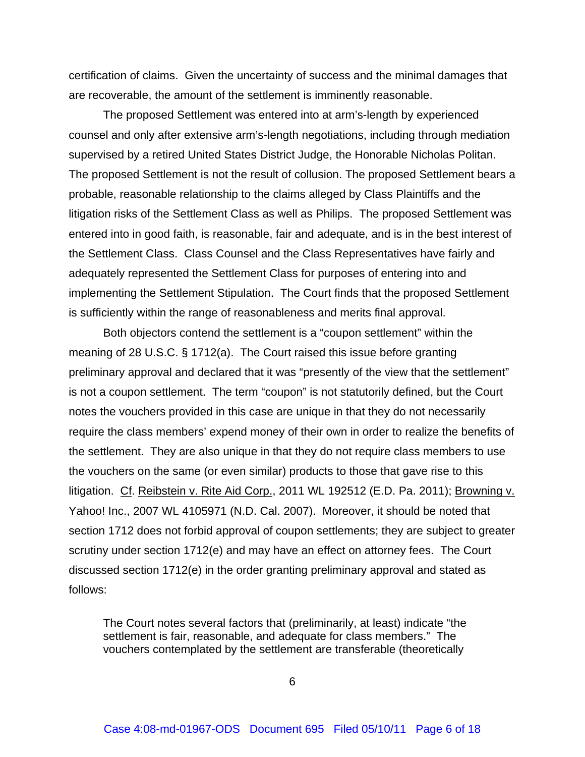certification of claims. Given the uncertainty of success and the minimal damages that are recoverable, the amount of the settlement is imminently reasonable.

The proposed Settlement was entered into at arm's-length by experienced counsel and only after extensive arm's-length negotiations, including through mediation supervised by a retired United States District Judge, the Honorable Nicholas Politan. The proposed Settlement is not the result of collusion. The proposed Settlement bears a probable, reasonable relationship to the claims alleged by Class Plaintiffs and the litigation risks of the Settlement Class as well as Philips. The proposed Settlement was entered into in good faith, is reasonable, fair and adequate, and is in the best interest of the Settlement Class. Class Counsel and the Class Representatives have fairly and adequately represented the Settlement Class for purposes of entering into and implementing the Settlement Stipulation. The Court finds that the proposed Settlement is sufficiently within the range of reasonableness and merits final approval.

Both objectors contend the settlement is a "coupon settlement" within the meaning of 28 U.S.C. § 1712(a). The Court raised this issue before granting preliminary approval and declared that it was "presently of the view that the settlement" is not a coupon settlement. The term "coupon" is not statutorily defined, but the Court notes the vouchers provided in this case are unique in that they do not necessarily require the class members' expend money of their own in order to realize the benefits of the settlement. They are also unique in that they do not require class members to use the vouchers on the same (or even similar) products to those that gave rise to this litigation. Cf. Reibstein v. Rite Aid Corp., 2011 WL 192512 (E.D. Pa. 2011); Browning v. Yahoo! Inc., 2007 WL 4105971 (N.D. Cal. 2007). Moreover, it should be noted that section 1712 does not forbid approval of coupon settlements; they are subject to greater scrutiny under section 1712(e) and may have an effect on attorney fees. The Court discussed section 1712(e) in the order granting preliminary approval and stated as follows:

> The Court notes several factors that (preliminarily, at least) indicate "the settlement is fair, reasonable, and adequate for class members." The vouchers contemplated by the settlement are transferable (theoretically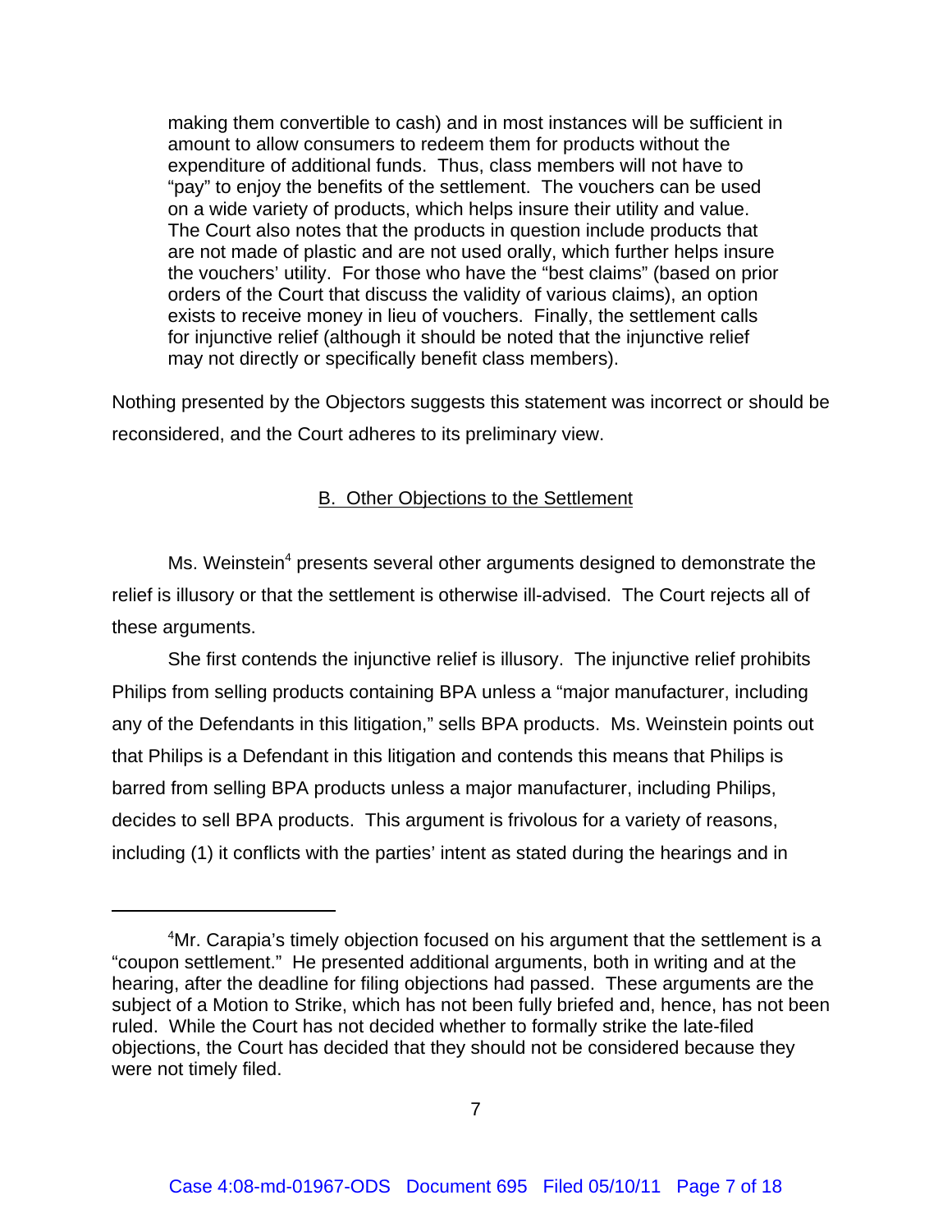> making them convertible to cash) and in most instances will be sufficient in amount to allow consumers to redeem them for products without the expenditure of additional funds. Thus, class members will not have to "pay" to enjoy the benefits of the settlement. The vouchers can be used on a wide variety of products, which helps insure their utility and value. The Court also notes that the products in question include products that are not made of plastic and are not used orally, which further helps insure the vouchers' utility. For those who have the "best claims" (based on prior orders of the Court that discuss the validity of various claims), an option exists to receive money in lieu of vouchers. Finally, the settlement calls for injunctive relief (although it should be noted that the injunctive relief may not directly or specifically benefit class members).

Nothing presented by the Objectors suggests this statement was incorrect or should be reconsidered, and the Court adheres to its preliminary view.

## B. Other Objections to the Settlement

Ms. Weinstein[4] presents several other arguments designed to demonstrate the relief is illusory or that the settlement is otherwise ill-advised. The Court rejects all of these arguments.

She first contends the injunctive relief is illusory. The injunctive relief prohibits Philips from selling products containing BPA unless a "major manufacturer, including any of the Defendants in this litigation," sells BPA products. Ms. Weinstein points out that Philips is a Defendant in this litigation and contends this means that Philips is barred from selling BPA products unless a major manufacturer, including Philips, decides to sell BPA products. This argument is frivolous for a variety of reasons, including (1) it conflicts with the parties' intent as stated during the hearings and in

---

[4] Mr. Carapia's timely objection focused on his argument that the settlement is a "coupon settlement." He presented additional arguments, both in writing and at the hearing, after the deadline for filing objections had passed. These arguments are the subject of a Motion to Strike, which has not been fully briefed and, hence, has not been ruled. While the Court has not decided whether to formally strike the late-filed objections, the Court has decided that they should not be considered because they were not timely filed.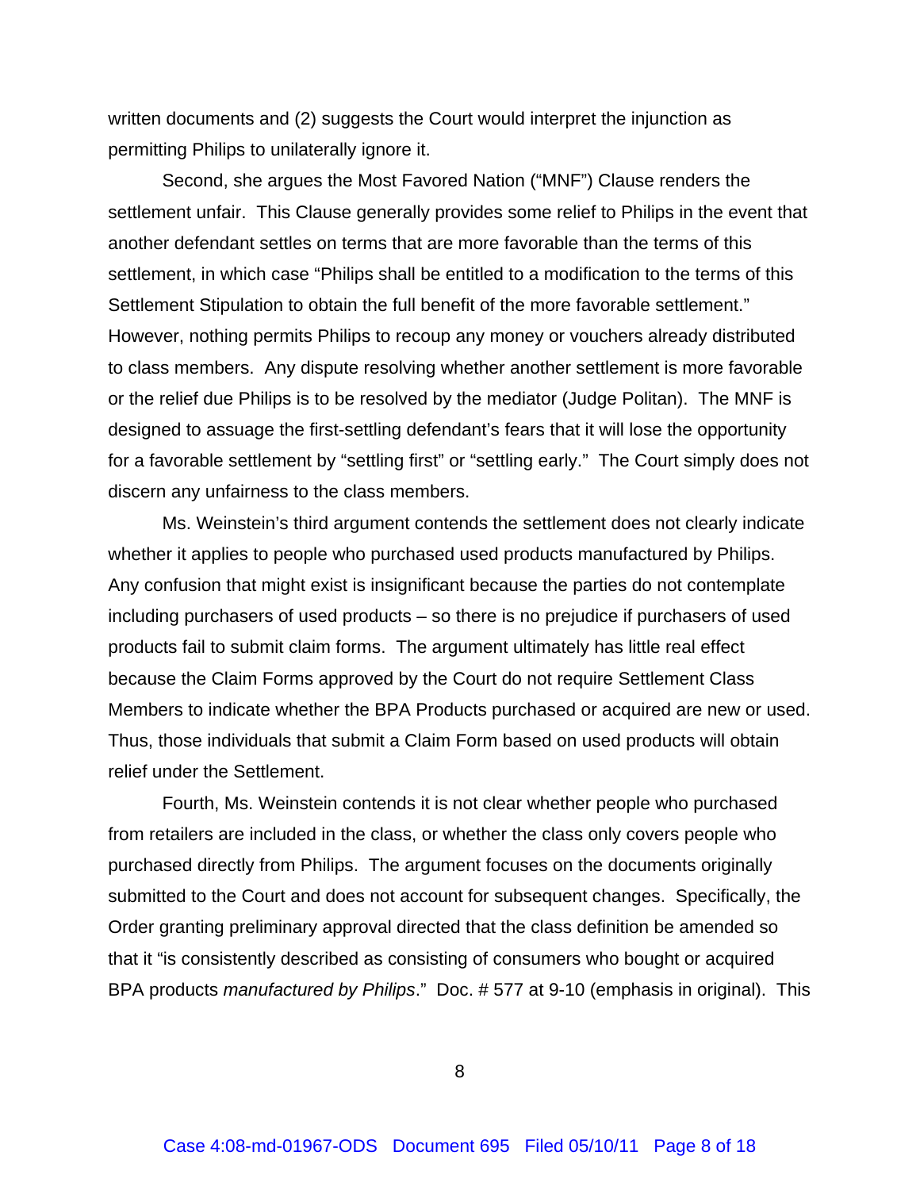written documents and (2) suggests the Court would interpret the injunction as permitting Philips to unilaterally ignore it.

Second, she argues the Most Favored Nation ("MNF") Clause renders the settlement unfair. This Clause generally provides some relief to Philips in the event that another defendant settles on terms that are more favorable than the terms of this settlement, in which case "Philips shall be entitled to a modification to the terms of this Settlement Stipulation to obtain the full benefit of the more favorable settlement." However, nothing permits Philips to recoup any money or vouchers already distributed to class members. Any dispute resolving whether another settlement is more favorable or the relief due Philips is to be resolved by the mediator (Judge Politan). The MNF is designed to assuage the first-settling defendant's fears that it will lose the opportunity for a favorable settlement by "settling first" or "settling early." The Court simply does not discern any unfairness to the class members.

Ms. Weinstein's third argument contends the settlement does not clearly indicate whether it applies to people who purchased used products manufactured by Philips. Any confusion that might exist is insignificant because the parties do not contemplate including purchasers of used products – so there is no prejudice if purchasers of used products fail to submit claim forms. The argument ultimately has little real effect because the Claim Forms approved by the Court do not require Settlement Class Members to indicate whether the BPA Products purchased or acquired are new or used. Thus, those individuals that submit a Claim Form based on used products will obtain relief under the Settlement.

Fourth, Ms. Weinstein contends it is not clear whether people who purchased from retailers are included in the class, or whether the class only covers people who purchased directly from Philips. The argument focuses on the documents originally submitted to the Court and does not account for subsequent changes. Specifically, the Order granting preliminary approval directed that the class definition be amended so that it "is consistently described as consisting of consumers who bought or acquired BPA products *manufactured by Philips*." Doc. # 577 at 9-10 (emphasis in original). This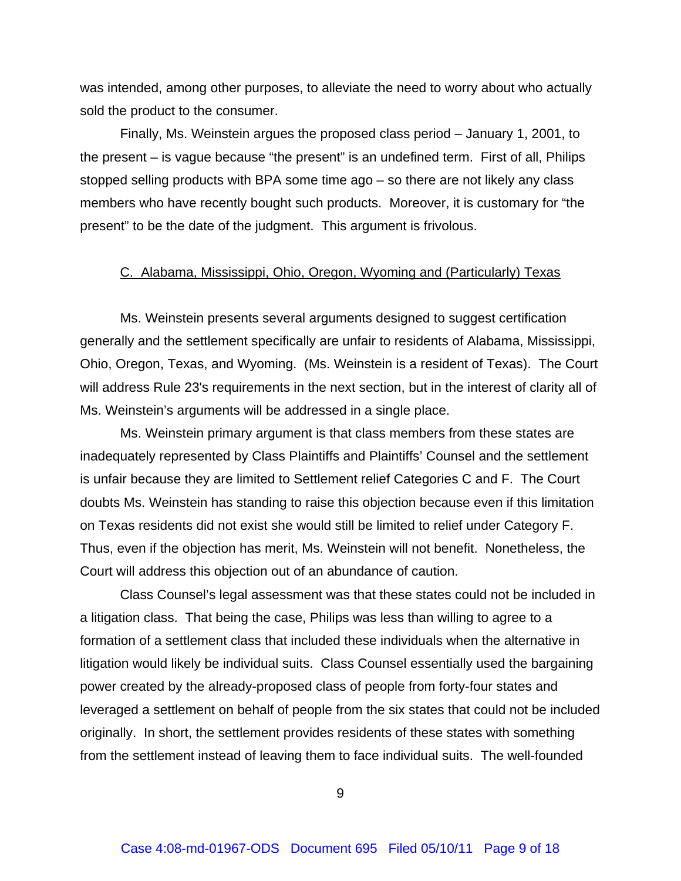was intended, among other purposes, to alleviate the need to worry about who actually sold the product to the consumer.

Finally, Ms. Weinstein argues the proposed class period – January 1, 2001, to the present – is vague because "the present" is an undefined term. First of all, Philips stopped selling products with BPA some time ago – so there are not likely any class members who have recently bought such products. Moreover, it is customary for "the present" to be the date of the judgment. This argument is frivolous.

<u>C. Alabama, Mississippi, Ohio, Oregon, Wyoming and (Particularly) Texas</u>

Ms. Weinstein presents several arguments designed to suggest certification generally and the settlement specifically are unfair to residents of Alabama, Mississippi, Ohio, Oregon, Texas, and Wyoming. (Ms. Weinstein is a resident of Texas). The Court will address Rule 23's requirements in the next section, but in the interest of clarity all of Ms. Weinstein's arguments will be addressed in a single place.

Ms. Weinstein primary argument is that class members from these states are inadequately represented by Class Plaintiffs and Plaintiffs' Counsel and the settlement is unfair because they are limited to Settlement relief Categories C and F. The Court doubts Ms. Weinstein has standing to raise this objection because even if this limitation on Texas residents did not exist she would still be limited to relief under Category F. Thus, even if the objection has merit, Ms. Weinstein will not benefit. Nonetheless, the Court will address this objection out of an abundance of caution.

Class Counsel's legal assessment was that these states could not be included in a litigation class. That being the case, Philips was less than willing to agree to a formation of a settlement class that included these individuals when the alternative in litigation would likely be individual suits. Class Counsel essentially used the bargaining power created by the already-proposed class of people from forty-four states and leveraged a settlement on behalf of people from the six states that could not be included originally. In short, the settlement provides residents of these states with something from the settlement instead of leaving them to face individual suits. The well-founded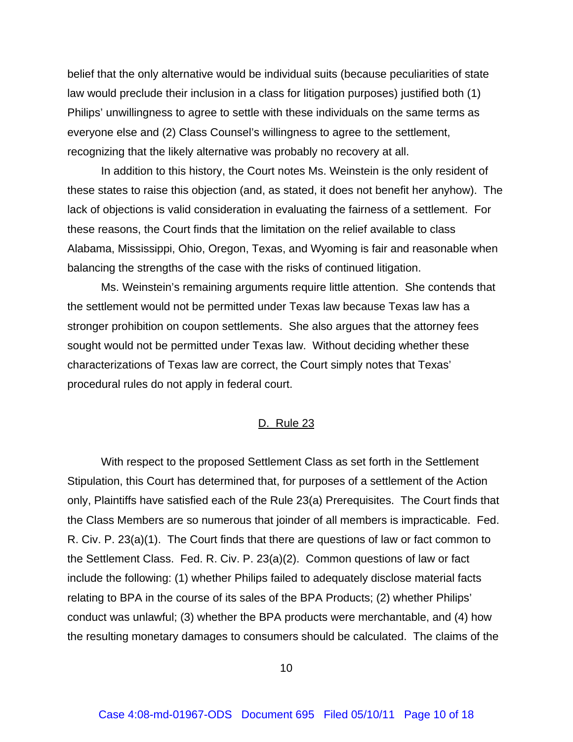belief that the only alternative would be individual suits (because peculiarities of state law would preclude their inclusion in a class for litigation purposes) justified both (1) Philips' unwillingness to agree to settle with these individuals on the same terms as everyone else and (2) Class Counsel's willingness to agree to the settlement, recognizing that the likely alternative was probably no recovery at all.

In addition to this history, the Court notes Ms. Weinstein is the only resident of these states to raise this objection (and, as stated, it does not benefit her anyhow). The lack of objections is valid consideration in evaluating the fairness of a settlement. For these reasons, the Court finds that the limitation on the relief available to class Alabama, Mississippi, Ohio, Oregon, Texas, and Wyoming is fair and reasonable when balancing the strengths of the case with the risks of continued litigation.

Ms. Weinstein's remaining arguments require little attention. She contends that the settlement would not be permitted under Texas law because Texas law has a stronger prohibition on coupon settlements. She also argues that the attorney fees sought would not be permitted under Texas law. Without deciding whether these characterizations of Texas law are correct, the Court simply notes that Texas' procedural rules do not apply in federal court.

## D. Rule 23

With respect to the proposed Settlement Class as set forth in the Settlement Stipulation, this Court has determined that, for purposes of a settlement of the Action only, Plaintiffs have satisfied each of the Rule 23(a) Prerequisites. The Court finds that the Class Members are so numerous that joinder of all members is impracticable. Fed. R. Civ. P. 23(a)(1). The Court finds that there are questions of law or fact common to the Settlement Class. Fed. R. Civ. P. 23(a)(2). Common questions of law or fact include the following: (1) whether Philips failed to adequately disclose material facts relating to BPA in the course of its sales of the BPA Products; (2) whether Philips' conduct was unlawful; (3) whether the BPA products were merchantable, and (4) how the resulting monetary damages to consumers should be calculated. The claims of the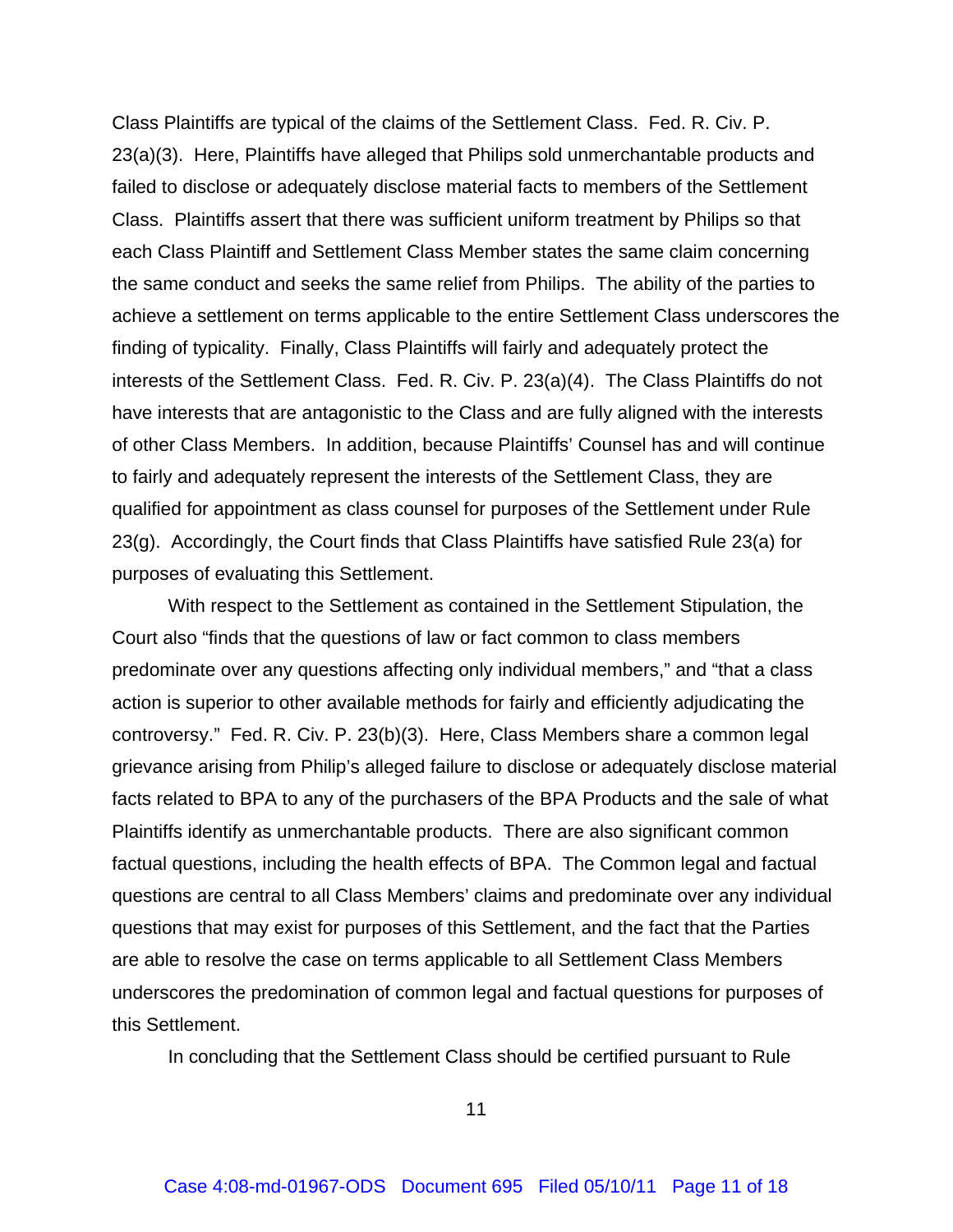Class Plaintiffs are typical of the claims of the Settlement Class. Fed. R. Civ. P. 23(a)(3). Here, Plaintiffs have alleged that Philips sold unmerchantable products and failed to disclose or adequately disclose material facts to members of the Settlement Class. Plaintiffs assert that there was sufficient uniform treatment by Philips so that each Class Plaintiff and Settlement Class Member states the same claim concerning the same conduct and seeks the same relief from Philips. The ability of the parties to achieve a settlement on terms applicable to the entire Settlement Class underscores the finding of typicality. Finally, Class Plaintiffs will fairly and adequately protect the interests of the Settlement Class. Fed. R. Civ. P. 23(a)(4). The Class Plaintiffs do not have interests that are antagonistic to the Class and are fully aligned with the interests of other Class Members. In addition, because Plaintiffs' Counsel has and will continue to fairly and adequately represent the interests of the Settlement Class, they are qualified for appointment as class counsel for purposes of the Settlement under Rule 23(g). Accordingly, the Court finds that Class Plaintiffs have satisfied Rule 23(a) for purposes of evaluating this Settlement.

With respect to the Settlement as contained in the Settlement Stipulation, the Court also "finds that the questions of law or fact common to class members predominate over any questions affecting only individual members," and "that a class action is superior to other available methods for fairly and efficiently adjudicating the controversy." Fed. R. Civ. P. 23(b)(3). Here, Class Members share a common legal grievance arising from Philip's alleged failure to disclose or adequately disclose material facts related to BPA to any of the purchasers of the BPA Products and the sale of what Plaintiffs identify as unmerchantable products. There are also significant common factual questions, including the health effects of BPA. The Common legal and factual questions are central to all Class Members' claims and predominate over any individual questions that may exist for purposes of this Settlement, and the fact that the Parties are able to resolve the case on terms applicable to all Settlement Class Members underscores the predomination of common legal and factual questions for purposes of this Settlement.

In concluding that the Settlement Class should be certified pursuant to Rule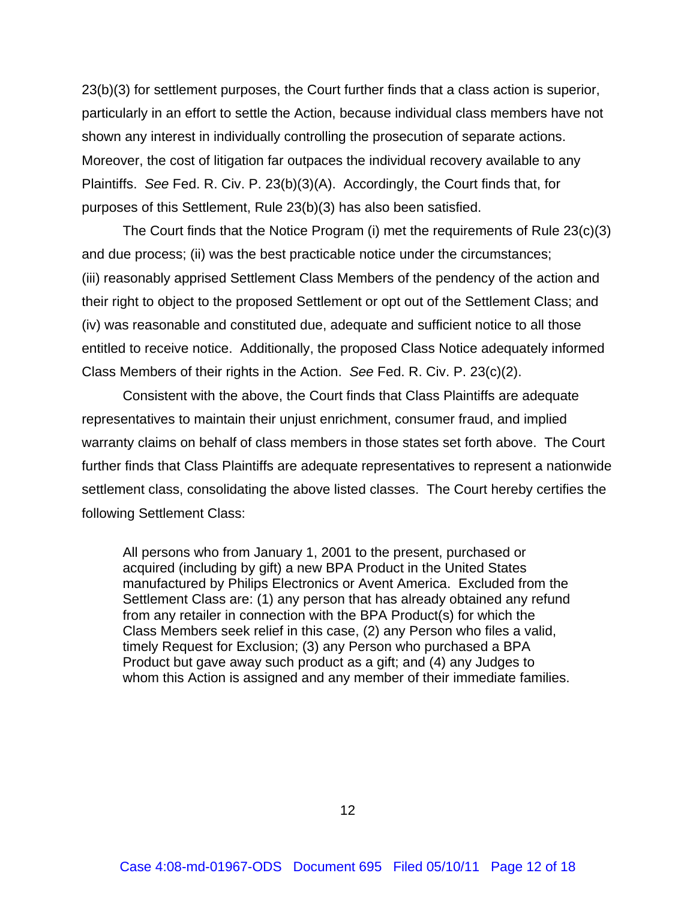23(b)(3) for settlement purposes, the Court further finds that a class action is superior, particularly in an effort to settle the Action, because individual class members have not shown any interest in individually controlling the prosecution of separate actions. Moreover, the cost of litigation far outpaces the individual recovery available to any Plaintiffs. *See* Fed. R. Civ. P. 23(b)(3)(A). Accordingly, the Court finds that, for purposes of this Settlement, Rule 23(b)(3) has also been satisfied.

The Court finds that the Notice Program (i) met the requirements of Rule 23(c)(3) and due process; (ii) was the best practicable notice under the circumstances; (iii) reasonably apprised Settlement Class Members of the pendency of the action and their right to object to the proposed Settlement or opt out of the Settlement Class; and (iv) was reasonable and constituted due, adequate and sufficient notice to all those entitled to receive notice. Additionally, the proposed Class Notice adequately informed Class Members of their rights in the Action. *See* Fed. R. Civ. P. 23(c)(2).

Consistent with the above, the Court finds that Class Plaintiffs are adequate representatives to maintain their unjust enrichment, consumer fraud, and implied warranty claims on behalf of class members in those states set forth above. The Court further finds that Class Plaintiffs are adequate representatives to represent a nationwide settlement class, consolidating the above listed classes. The Court hereby certifies the following Settlement Class:

> All persons who from January 1, 2001 to the present, purchased or acquired (including by gift) a new BPA Product in the United States manufactured by Philips Electronics or Avent America. Excluded from the Settlement Class are: (1) any person that has already obtained any refund from any retailer in connection with the BPA Product(s) for which the Class Members seek relief in this case, (2) any Person who files a valid, timely Request for Exclusion; (3) any Person who purchased a BPA Product but gave away such product as a gift; and (4) any Judges to whom this Action is assigned and any member of their immediate families.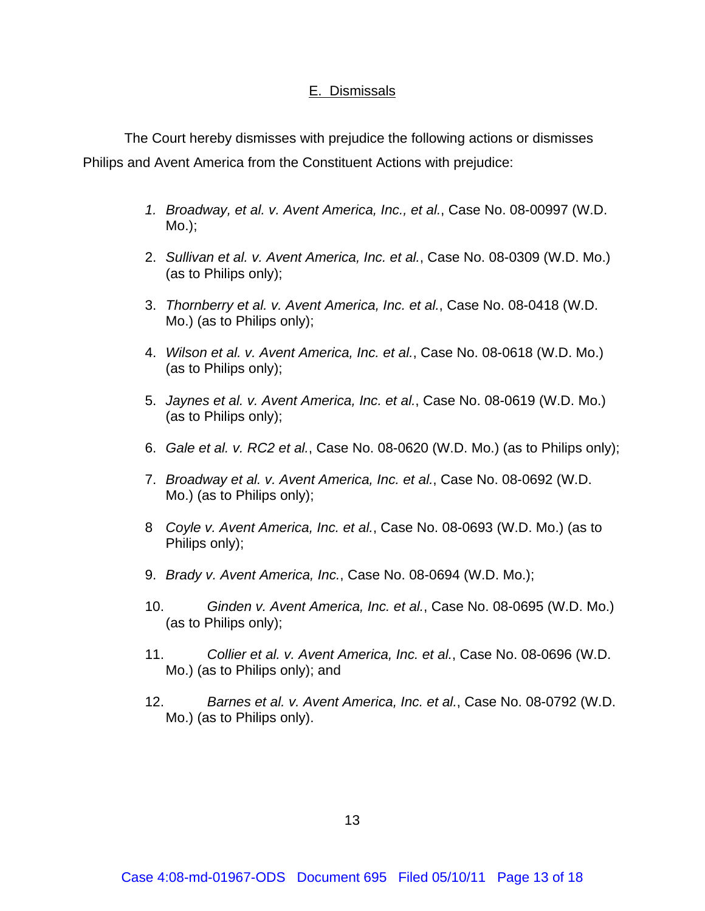## E. Dismissals

The Court hereby dismisses with prejudice the following actions or dismisses Philips and Avent America from the Constituent Actions with prejudice:

1. *Broadway, et al. v. Avent America, Inc., et al.*, Case No. 08-00997 (W.D. Mo.);

2. *Sullivan et al. v. Avent America, Inc. et al.*, Case No. 08-0309 (W.D. Mo.) (as to Philips only);

3. *Thornberry et al. v. Avent America, Inc. et al.*, Case No. 08-0418 (W.D. Mo.) (as to Philips only);

4. *Wilson et al. v. Avent America, Inc. et al.*, Case No. 08-0618 (W.D. Mo.) (as to Philips only);

5. *Jaynes et al. v. Avent America, Inc. et al.*, Case No. 08-0619 (W.D. Mo.) (as to Philips only);

6. *Gale et al. v. RC2 et al.*, Case No. 08-0620 (W.D. Mo.) (as to Philips only);

7. *Broadway et al. v. Avent America, Inc. et al.*, Case No. 08-0692 (W.D. Mo.) (as to Philips only);

8. *Coyle v. Avent America, Inc. et al.*, Case No. 08-0693 (W.D. Mo.) (as to Philips only);

9. *Brady v. Avent America, Inc.*, Case No. 08-0694 (W.D. Mo.);

10. *Ginden v. Avent America, Inc. et al.*, Case No. 08-0695 (W.D. Mo.) (as to Philips only);

11. *Collier et al. v. Avent America, Inc. et al.*, Case No. 08-0696 (W.D. Mo.) (as to Philips only); and

12. *Barnes et al. v. Avent America, Inc. et al.*, Case No. 08-0792 (W.D. Mo.) (as to Philips only).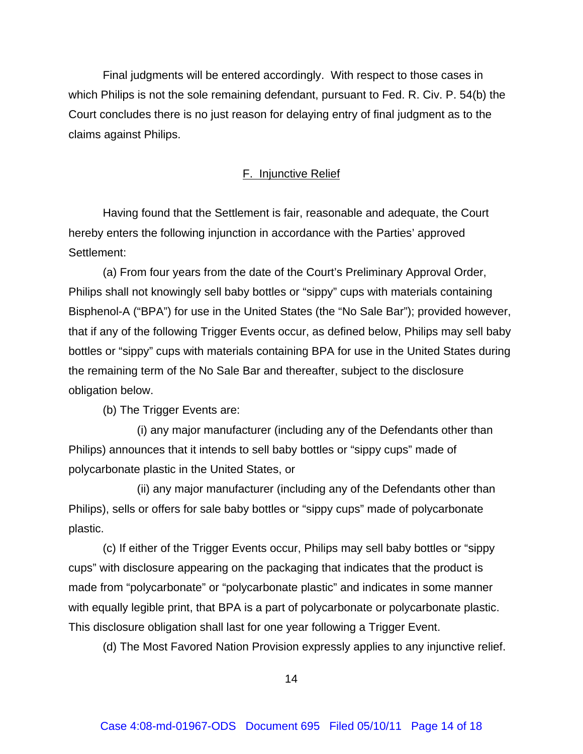Final judgments will be entered accordingly. With respect to those cases in which Philips is not the sole remaining defendant, pursuant to Fed. R. Civ. P. 54(b) the Court concludes there is no just reason for delaying entry of final judgment as to the claims against Philips.

## F. Injunctive Relief

Having found that the Settlement is fair, reasonable and adequate, the Court hereby enters the following injunction in accordance with the Parties' approved Settlement:

(a) From four years from the date of the Court's Preliminary Approval Order, Philips shall not knowingly sell baby bottles or "sippy" cups with materials containing Bisphenol-A ("BPA") for use in the United States (the "No Sale Bar"); provided however, that if any of the following Trigger Events occur, as defined below, Philips may sell baby bottles or "sippy" cups with materials containing BPA for use in the United States during the remaining term of the No Sale Bar and thereafter, subject to the disclosure obligation below.

(b) The Trigger Events are:

(i) any major manufacturer (including any of the Defendants other than Philips) announces that it intends to sell baby bottles or "sippy cups" made of polycarbonate plastic in the United States, or

(ii) any major manufacturer (including any of the Defendants other than Philips), sells or offers for sale baby bottles or "sippy cups" made of polycarbonate plastic.

(c) If either of the Trigger Events occur, Philips may sell baby bottles or "sippy cups" with disclosure appearing on the packaging that indicates that the product is made from "polycarbonate" or "polycarbonate plastic" and indicates in some manner with equally legible print, that BPA is a part of polycarbonate or polycarbonate plastic. This disclosure obligation shall last for one year following a Trigger Event.

(d) The Most Favored Nation Provision expressly applies to any injunctive relief.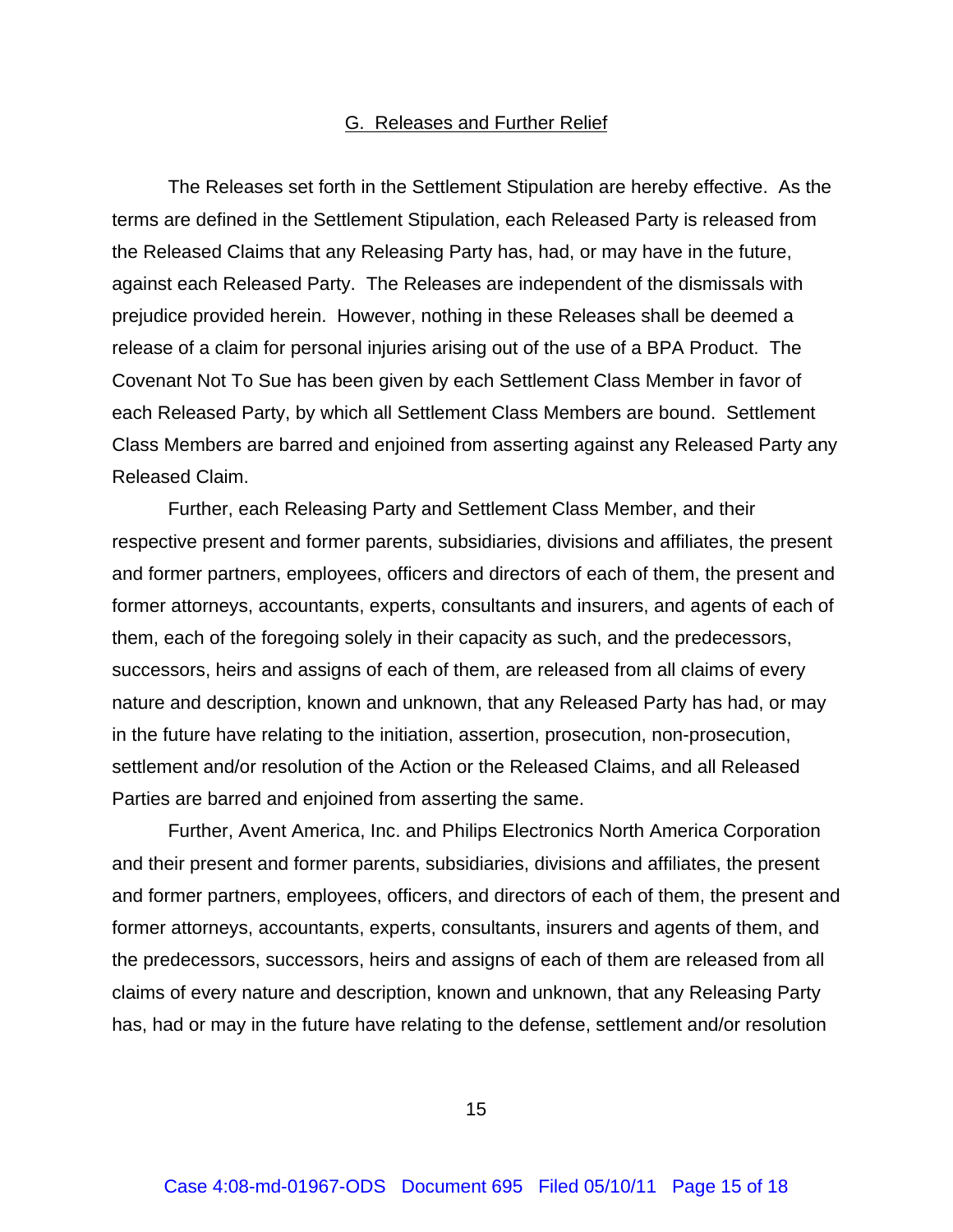## G. Releases and Further Relief

The Releases set forth in the Settlement Stipulation are hereby effective. As the terms are defined in the Settlement Stipulation, each Released Party is released from the Released Claims that any Releasing Party has, had, or may have in the future, against each Released Party. The Releases are independent of the dismissals with prejudice provided herein. However, nothing in these Releases shall be deemed a release of a claim for personal injuries arising out of the use of a BPA Product. The Covenant Not To Sue has been given by each Settlement Class Member in favor of each Released Party, by which all Settlement Class Members are bound. Settlement Class Members are barred and enjoined from asserting against any Released Party any Released Claim.

Further, each Releasing Party and Settlement Class Member, and their respective present and former parents, subsidiaries, divisions and affiliates, the present and former partners, employees, officers and directors of each of them, the present and former attorneys, accountants, experts, consultants and insurers, and agents of each of them, each of the foregoing solely in their capacity as such, and the predecessors, successors, heirs and assigns of each of them, are released from all claims of every nature and description, known and unknown, that any Released Party has had, or may in the future have relating to the initiation, assertion, prosecution, non-prosecution, settlement and/or resolution of the Action or the Released Claims, and all Released Parties are barred and enjoined from asserting the same.

Further, Avent America, Inc. and Philips Electronics North America Corporation and their present and former parents, subsidiaries, divisions and affiliates, the present and former partners, employees, officers, and directors of each of them, the present and former attorneys, accountants, experts, consultants, insurers and agents of them, and the predecessors, successors, heirs and assigns of each of them are released from all claims of every nature and description, known and unknown, that any Releasing Party has, had or may in the future have relating to the defense, settlement and/or resolution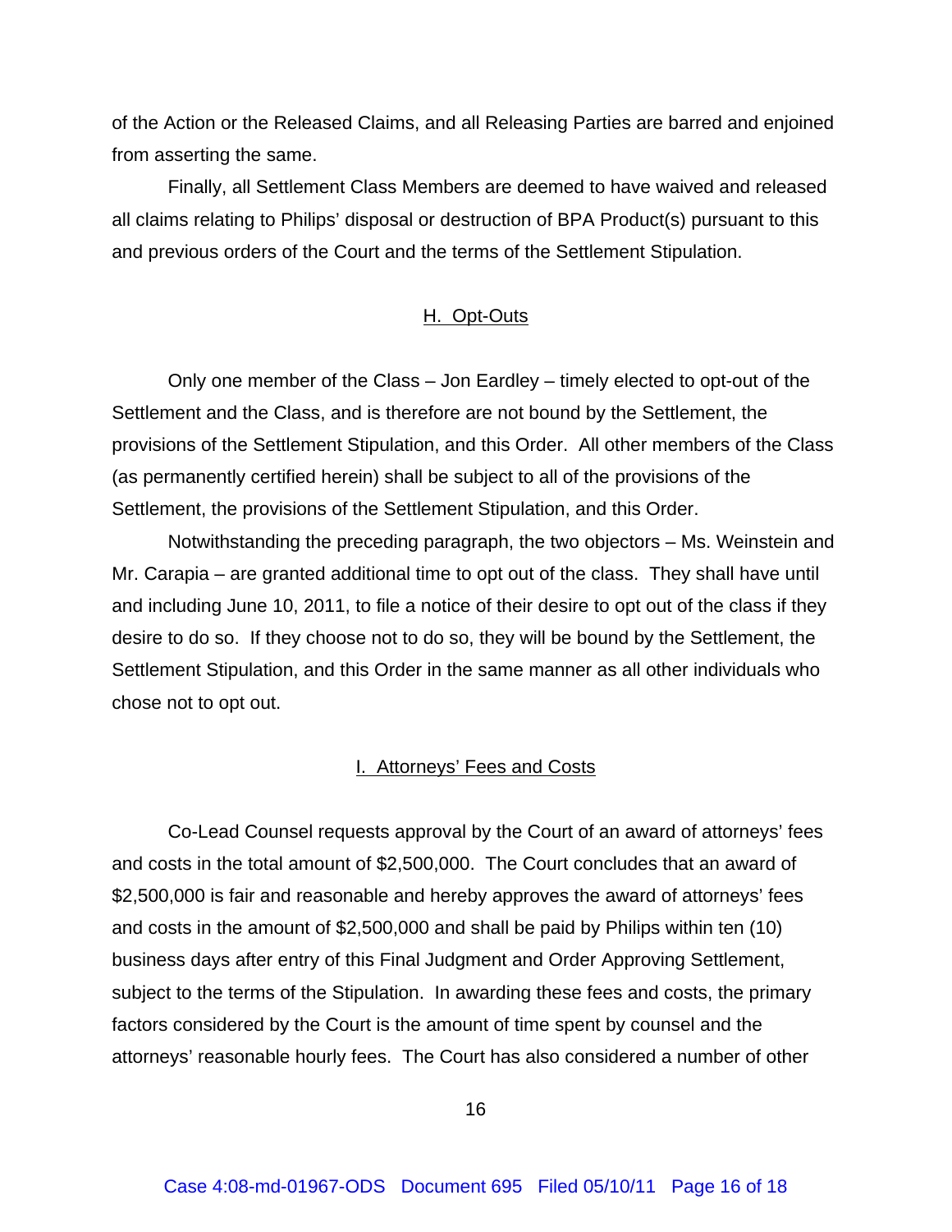of the Action or the Released Claims, and all Releasing Parties are barred and enjoined from asserting the same.

Finally, all Settlement Class Members are deemed to have waived and released all claims relating to Philips' disposal or destruction of BPA Product(s) pursuant to this and previous orders of the Court and the terms of the Settlement Stipulation.

## H. Opt-Outs

Only one member of the Class – Jon Eardley – timely elected to opt-out of the Settlement and the Class, and is therefore are not bound by the Settlement, the provisions of the Settlement Stipulation, and this Order. All other members of the Class (as permanently certified herein) shall be subject to all of the provisions of the Settlement, the provisions of the Settlement Stipulation, and this Order.

Notwithstanding the preceding paragraph, the two objectors – Ms. Weinstein and Mr. Carapia – are granted additional time to opt out of the class. They shall have until and including June 10, 2011, to file a notice of their desire to opt out of the class if they desire to do so. If they choose not to do so, they will be bound by the Settlement, the Settlement Stipulation, and this Order in the same manner as all other individuals who chose not to opt out.

## I. Attorneys' Fees and Costs

Co-Lead Counsel requests approval by the Court of an award of attorneys' fees and costs in the total amount of $2,500,000. The Court concludes that an award of $2,500,000 is fair and reasonable and hereby approves the award of attorneys' fees and costs in the amount of $2,500,000 and shall be paid by Philips within ten (10) business days after entry of this Final Judgment and Order Approving Settlement, subject to the terms of the Stipulation. In awarding these fees and costs, the primary factors considered by the Court is the amount of time spent by counsel and the attorneys' reasonable hourly fees. The Court has also considered a number of other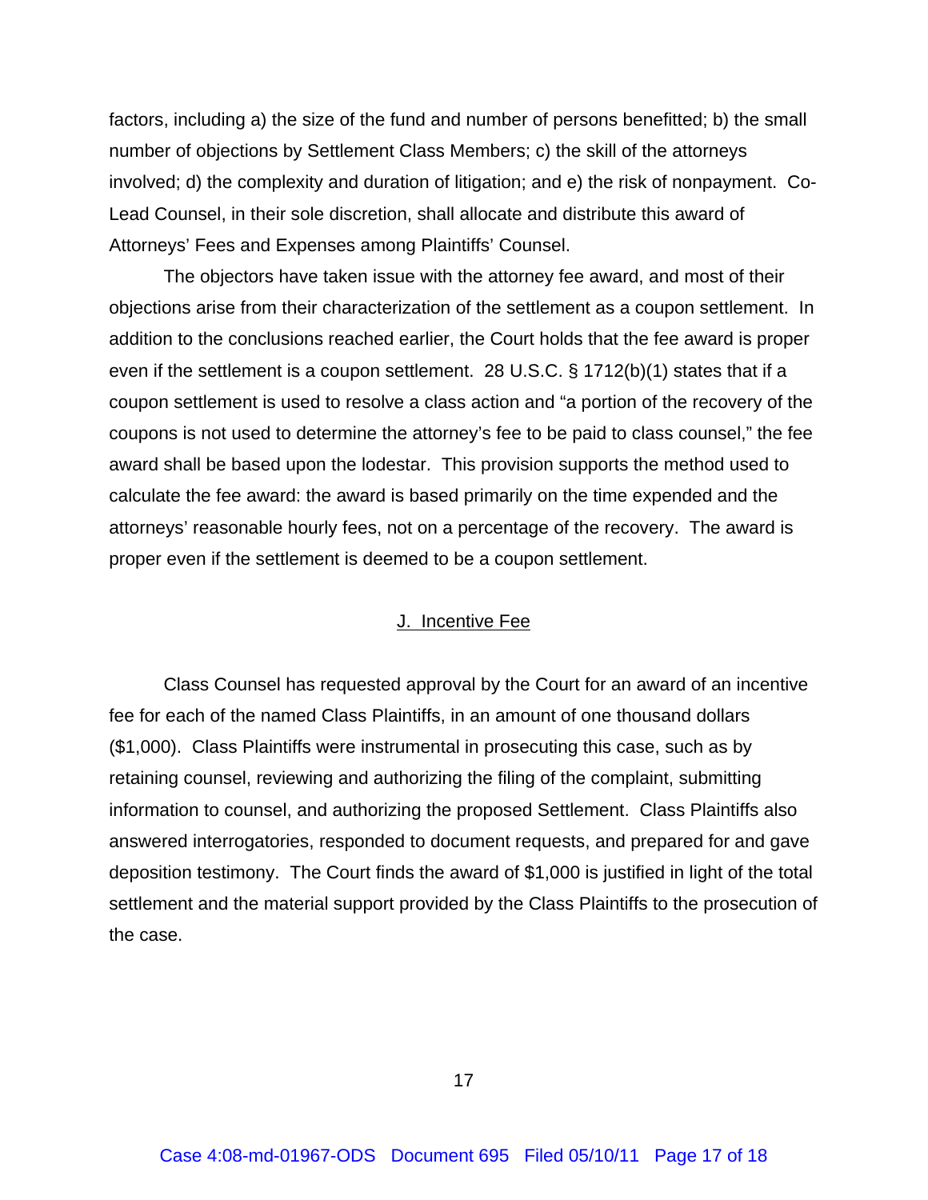factors, including a) the size of the fund and number of persons benefitted; b) the small number of objections by Settlement Class Members; c) the skill of the attorneys involved; d) the complexity and duration of litigation; and e) the risk of nonpayment. Co-Lead Counsel, in their sole discretion, shall allocate and distribute this award of Attorneys' Fees and Expenses among Plaintiffs' Counsel.

The objectors have taken issue with the attorney fee award, and most of their objections arise from their characterization of the settlement as a coupon settlement. In addition to the conclusions reached earlier, the Court holds that the fee award is proper even if the settlement is a coupon settlement. 28 U.S.C. § 1712(b)(1) states that if a coupon settlement is used to resolve a class action and "a portion of the recovery of the coupons is not used to determine the attorney's fee to be paid to class counsel," the fee award shall be based upon the lodestar. This provision supports the method used to calculate the fee award: the award is based primarily on the time expended and the attorneys' reasonable hourly fees, not on a percentage of the recovery. The award is proper even if the settlement is deemed to be a coupon settlement.

## J. Incentive Fee

Class Counsel has requested approval by the Court for an award of an incentive fee for each of the named Class Plaintiffs, in an amount of one thousand dollars ($1,000). Class Plaintiffs were instrumental in prosecuting this case, such as by retaining counsel, reviewing and authorizing the filing of the complaint, submitting information to counsel, and authorizing the proposed Settlement. Class Plaintiffs also answered interrogatories, responded to document requests, and prepared for and gave deposition testimony. The Court finds the award of $1,000 is justified in light of the total settlement and the material support provided by the Class Plaintiffs to the prosecution of the case.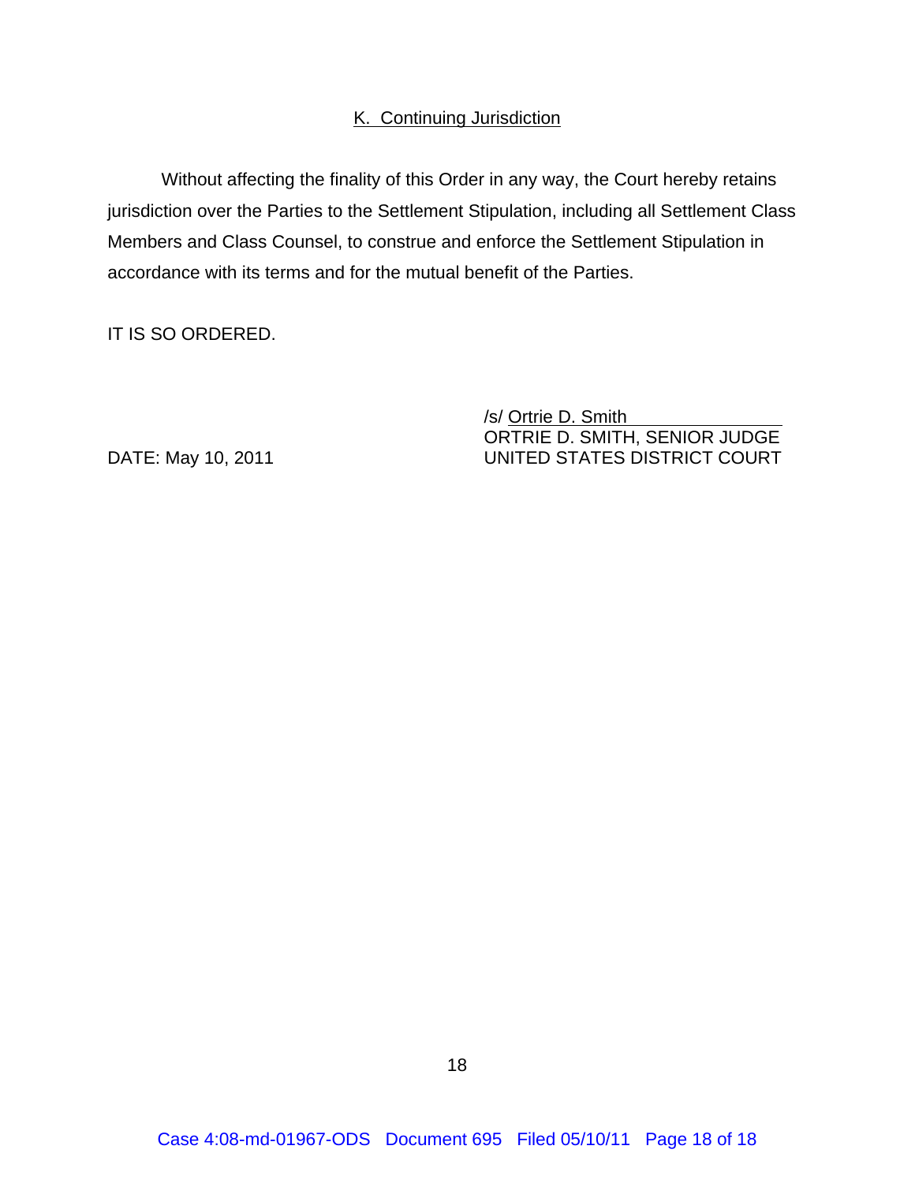## K. Continuing Jurisdiction

Without affecting the finality of this Order in any way, the Court hereby retains jurisdiction over the Parties to the Settlement Stipulation, including all Settlement Class Members and Class Counsel, to construe and enforce the Settlement Stipulation in accordance with its terms and for the mutual benefit of the Parties.

IT IS SO ORDERED.

/s/ Ortrie D. Smith
ORTRIE D. SMITH, SENIOR JUDGE
UNITED STATES DISTRICT COURT

DATE: May 10, 2011